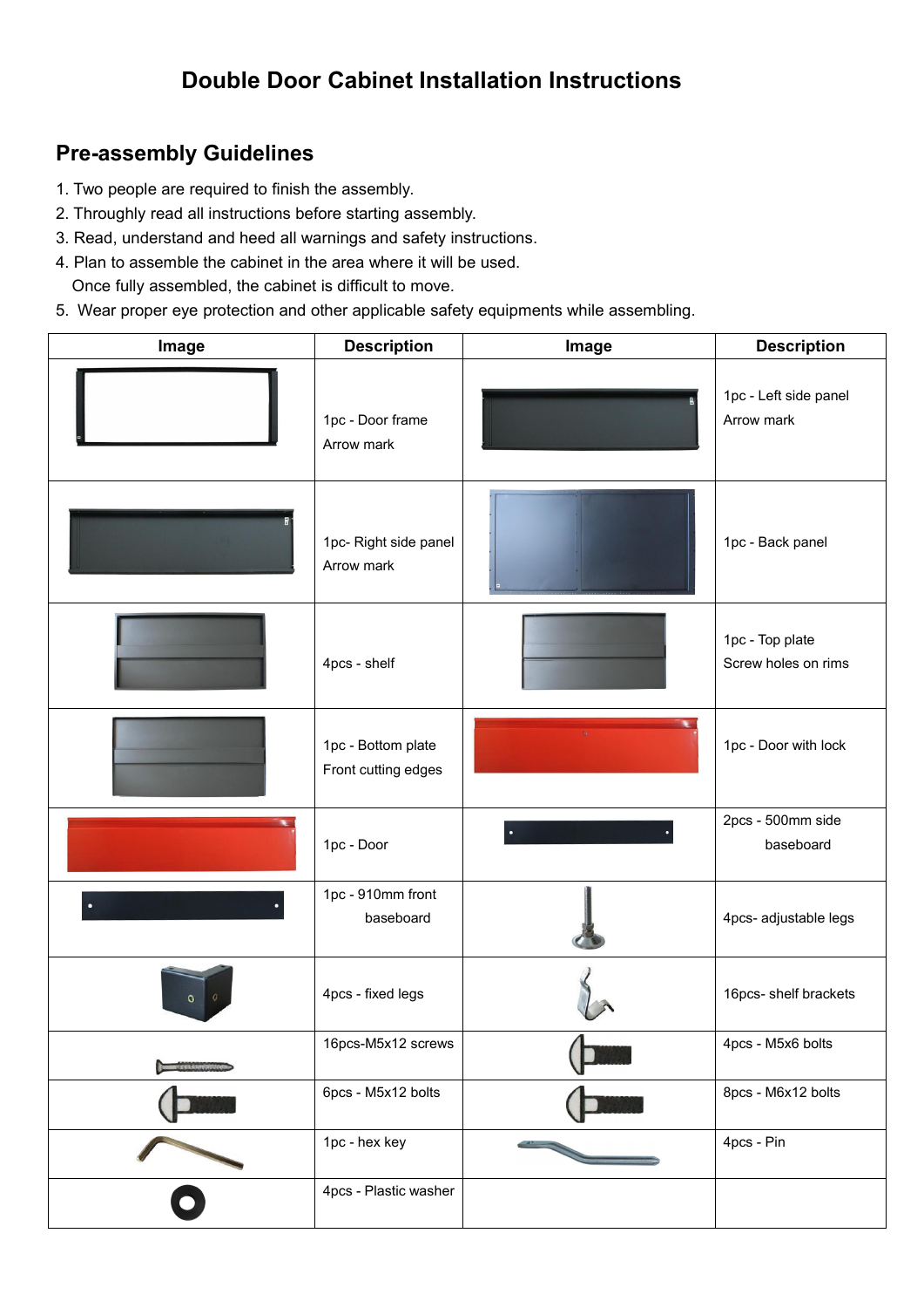# Double Door Cabinet Installation Instructions

## Pre-assembly Guidelines

1. Two people are required to finish the assembly.
2. Throughly read all instructions before starting assembly.
3. Read, understand and heed all warnings and safety instructions.
4. Plan to assemble the cabinet in the area where it will be used.
   Once fully assembled, the cabinet is difficult to move.
5. Wear proper eye protection and other applicable safety equipments while assembling.

| Image | Description | Image | Description |
| --- | --- | --- | --- |
| | 1pc - Door frame<br>Arrow mark | | 1pc - Left side panel<br>Arrow mark |
| | 1pc- Right side panel<br>Arrow mark | | 1pc - Back panel |
| | 4pcs - shelf | | 1pc - Top plate<br>Screw holes on rims |
| | 1pc - Bottom plate<br>Front cutting edges | | 1pc - Door with lock |
| | 1pc - Door | | 2pcs - 500mm side baseboard |
| | 1pc - 910mm front baseboard | | 4pcs- adjustable legs |
| | 4pcs - fixed legs | | 16pcs- shelf brackets |
| | 16pcs-M5x12 screws | | 4pcs - M5x6 bolts |
| | 6pcs - M5x12 bolts | | 8pcs - M6x12 bolts |
| | 1pc - hex key | | 4pcs - Pin |
| | 4pcs - Plastic washer | | |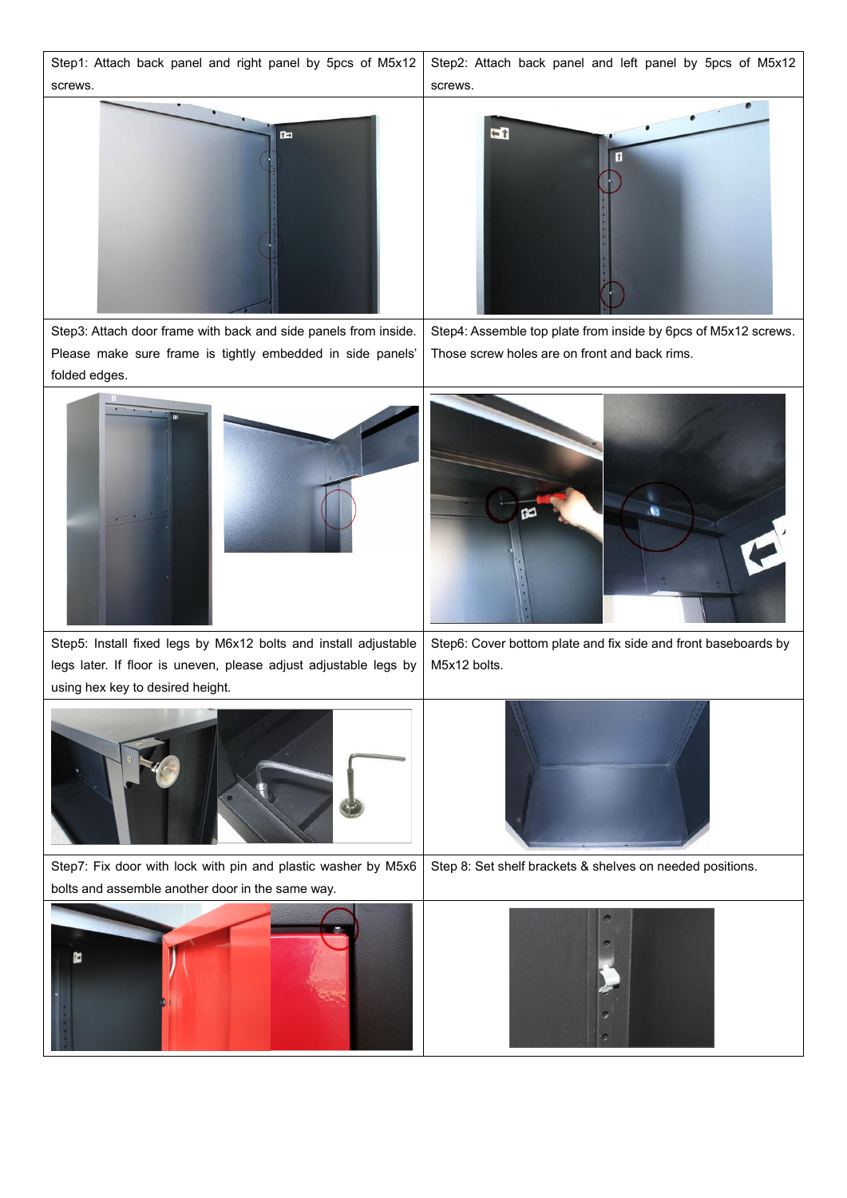| | |
|---|---|
| Step1: Attach back panel and right panel by 5pcs of M5x12 screws. | Step2: Attach back panel and left panel by 5pcs of M5x12 screws. |
| | |
| Step3: Attach door frame with back and side panels from inside. Please make sure frame is tightly embedded in side panels' folded edges. | Step4: Assemble top plate from inside by 6pcs of M5x12 screws. Those screw holes are on front and back rims. |
| | |
| Step5: Install fixed legs by M6x12 bolts and install adjustable legs later. If floor is uneven, please adjust adjustable legs by using hex key to desired height. | Step6: Cover bottom plate and fix side and front baseboards by M5x12 bolts. |
| | |
| Step7: Fix door with lock with pin and plastic washer by M5x6 bolts and assemble another door in the same way. | Step 8: Set shelf brackets & shelves on needed positions. |
| | |